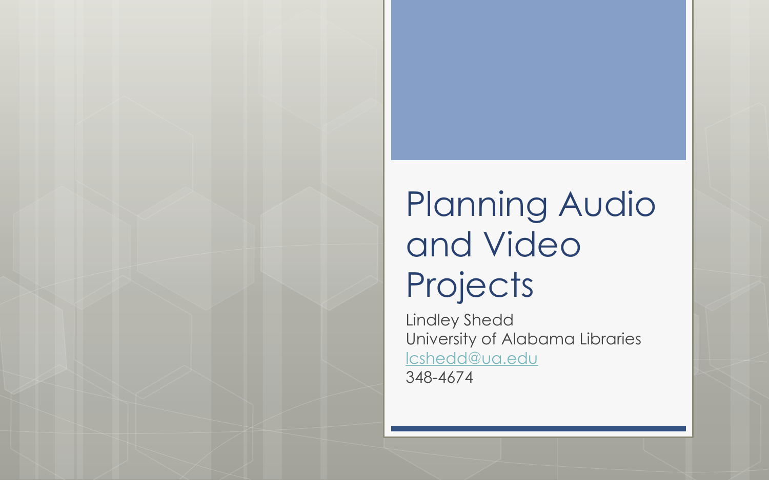# Planning Audio and Video Projects

Lindley Shedd
University of Alabama Libraries
lcshedd@ua.edu
348-4674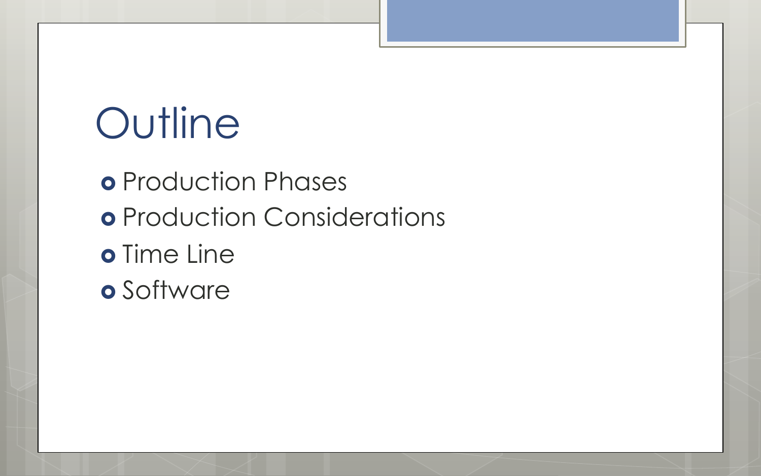# Outline

- Production Phases
- Production Considerations
- Time Line
- Software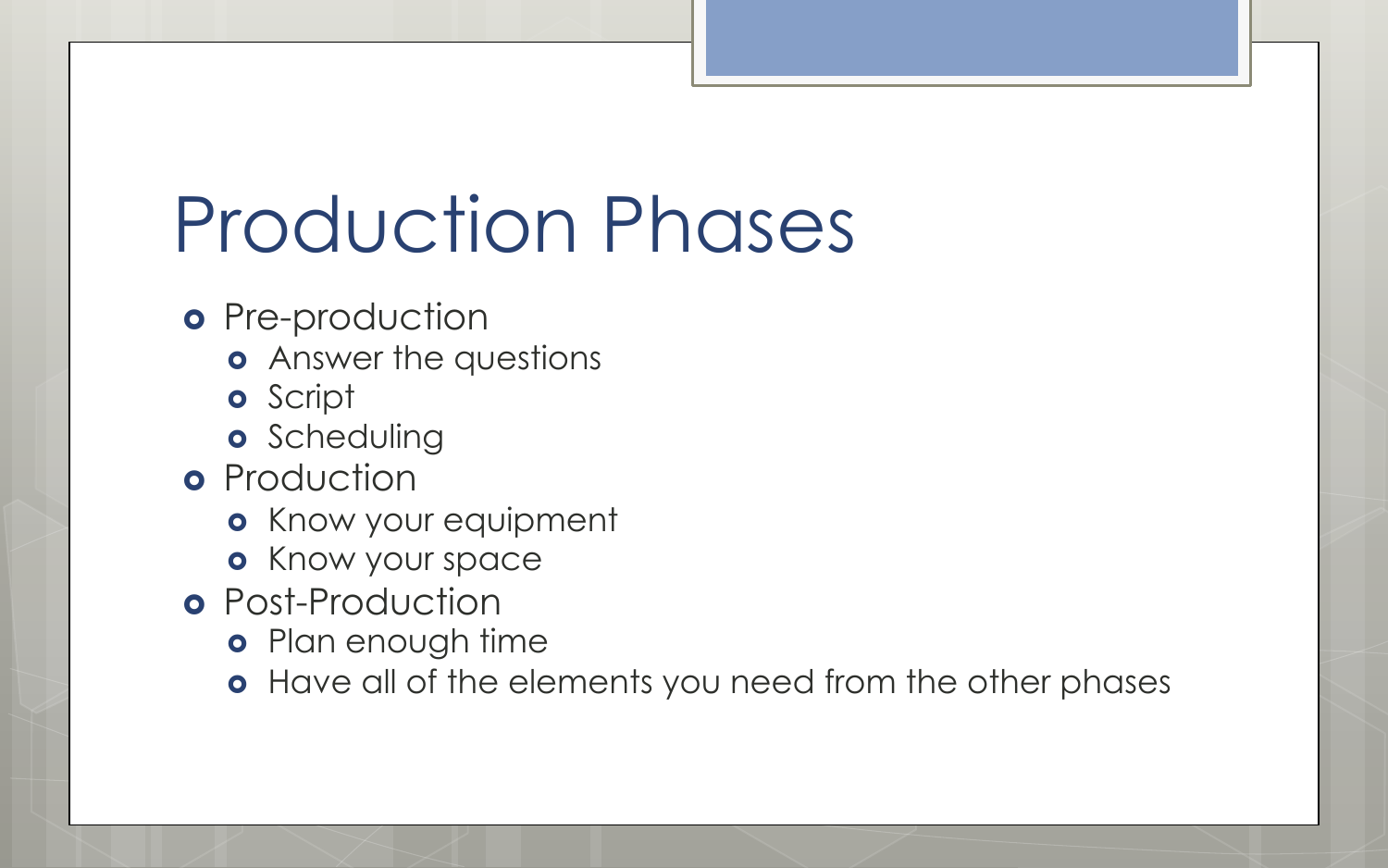# Production Phases

- Pre-production
  - Answer the questions
  - Script
  - Scheduling
- Production
  - Know your equipment
  - Know your space
- Post-Production
  - Plan enough time
  - Have all of the elements you need from the other phases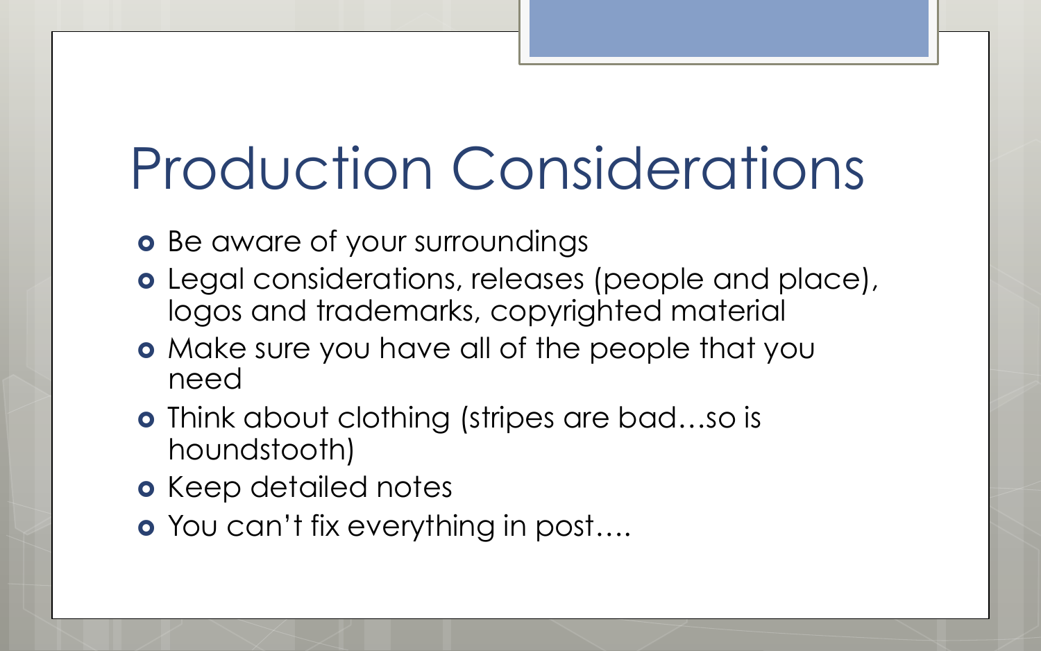# Production Considerations

- Be aware of your surroundings
- Legal considerations, releases (people and place), logos and trademarks, copyrighted material
- Make sure you have all of the people that you need
- Think about clothing (stripes are bad…so is houndstooth)
- Keep detailed notes
- You can't fix everything in post….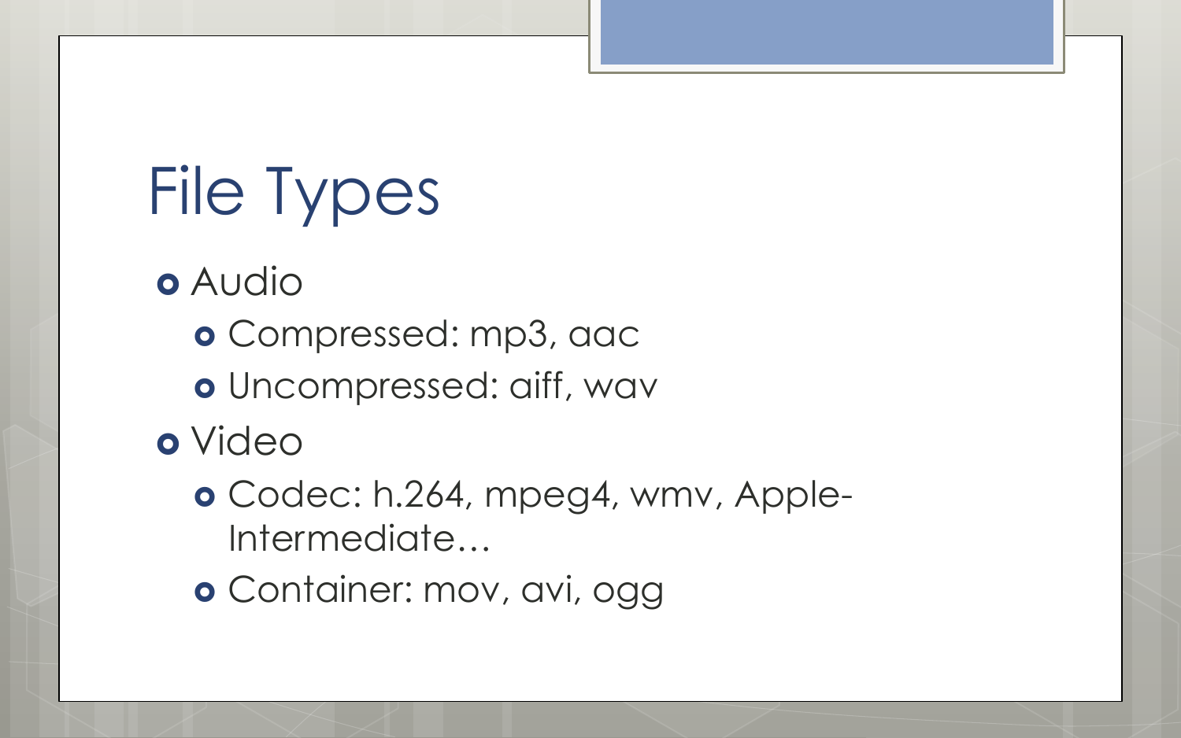# File Types

- Audio
  - Compressed: mp3, aac
  - Uncompressed: aiff, wav
- Video
  - Codec: h.264, mpeg4, wmv, Apple-Intermediate…
  - Container: mov, avi, ogg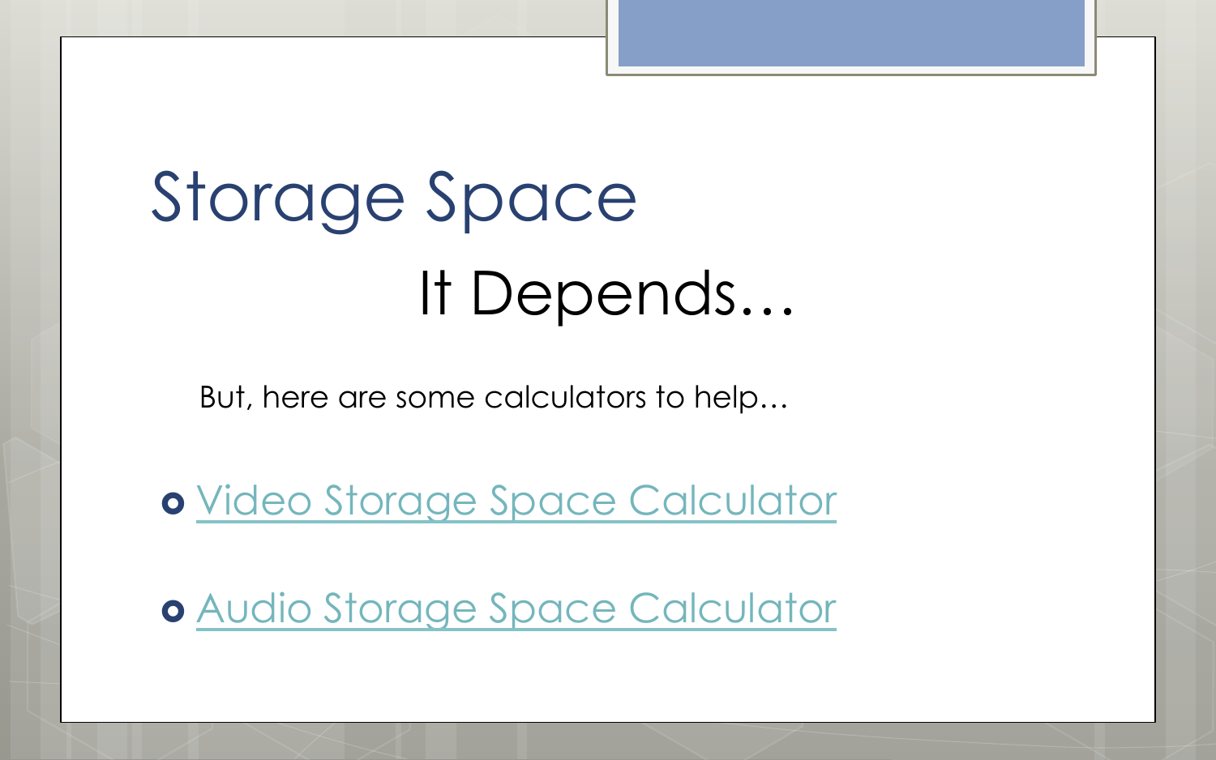# Storage Space

## It Depends…

But, here are some calculators to help…

- Video Storage Space Calculator
- Audio Storage Space Calculator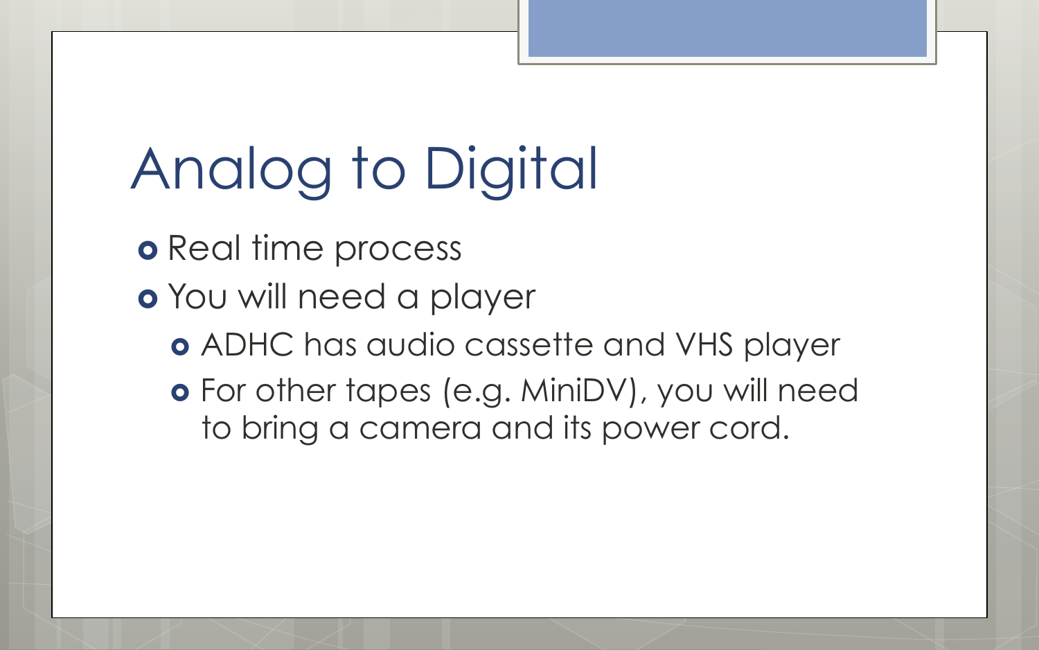# Analog to Digital

- Real time process
- You will need a player
  - ADHC has audio cassette and VHS player
  - For other tapes (e.g. MiniDV), you will need to bring a camera and its power cord.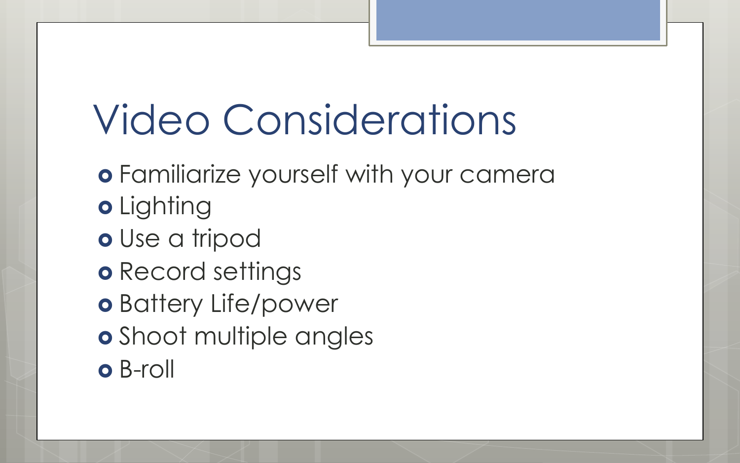# Video Considerations

- Familiarize yourself with your camera
- Lighting
- Use a tripod
- Record settings
- Battery Life/power
- Shoot multiple angles
- B-roll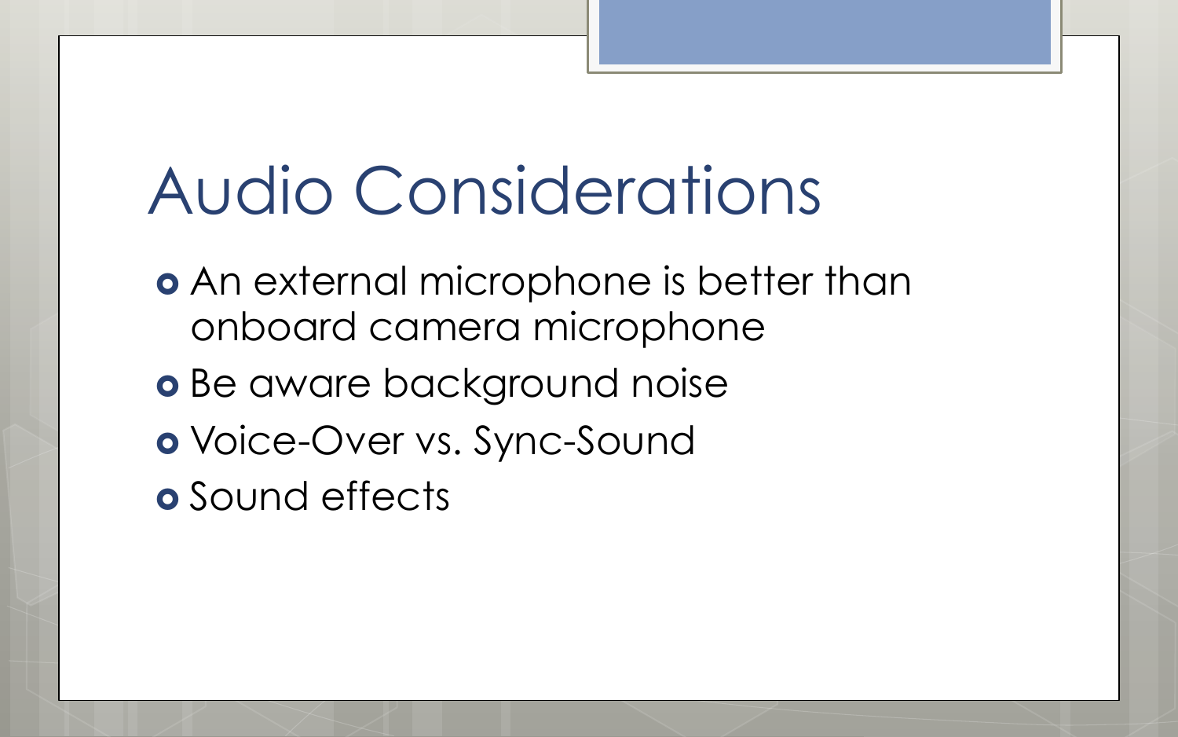# Audio Considerations

- An external microphone is better than onboard camera microphone
- Be aware background noise
- Voice-Over vs. Sync-Sound
- Sound effects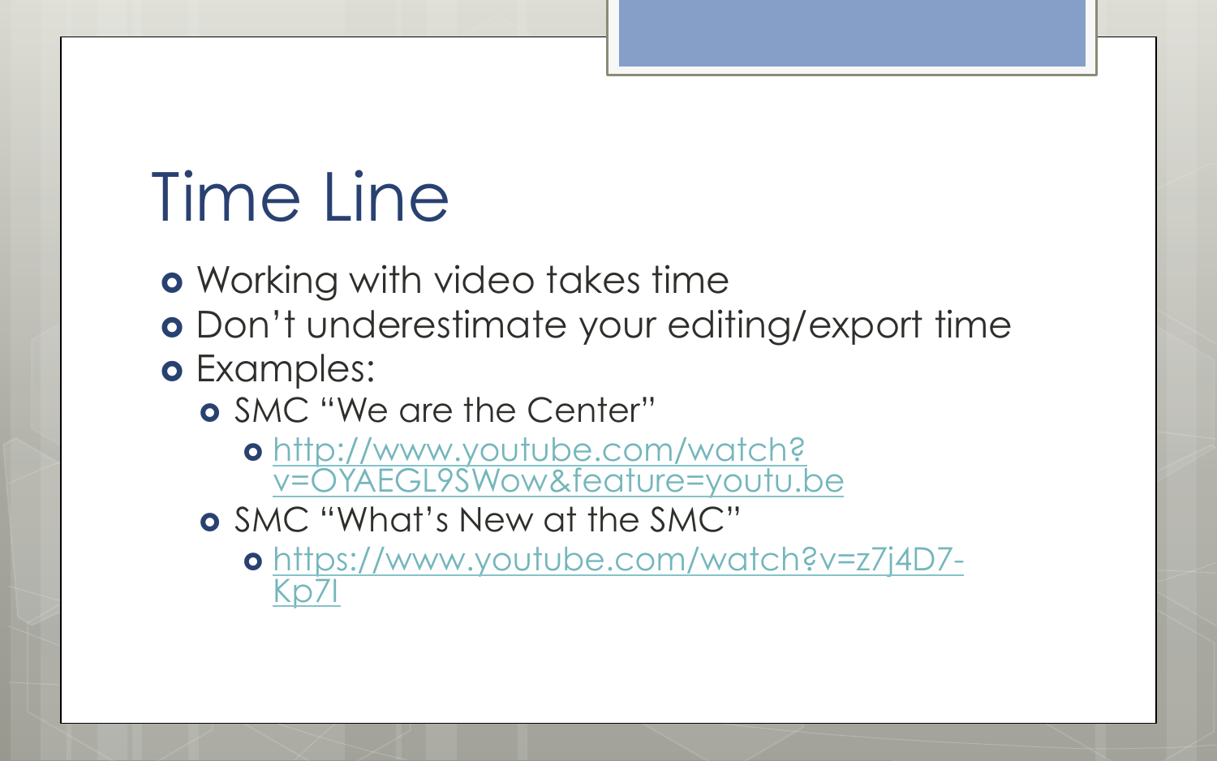# Time Line

- Working with video takes time
- Don't underestimate your editing/export time
- Examples:
  - SMC "We are the Center"
    - [http://www.youtube.com/watch?v=OYAEGL9SWow&feature=youtu.be](http://www.youtube.com/watch?v=OYAEGL9SWow&feature=youtu.be)
  - SMC "What's New at the SMC"
    - [https://www.youtube.com/watch?v=z7j4D7-Kp7I](https://www.youtube.com/watch?v=z7j4D7-Kp7I)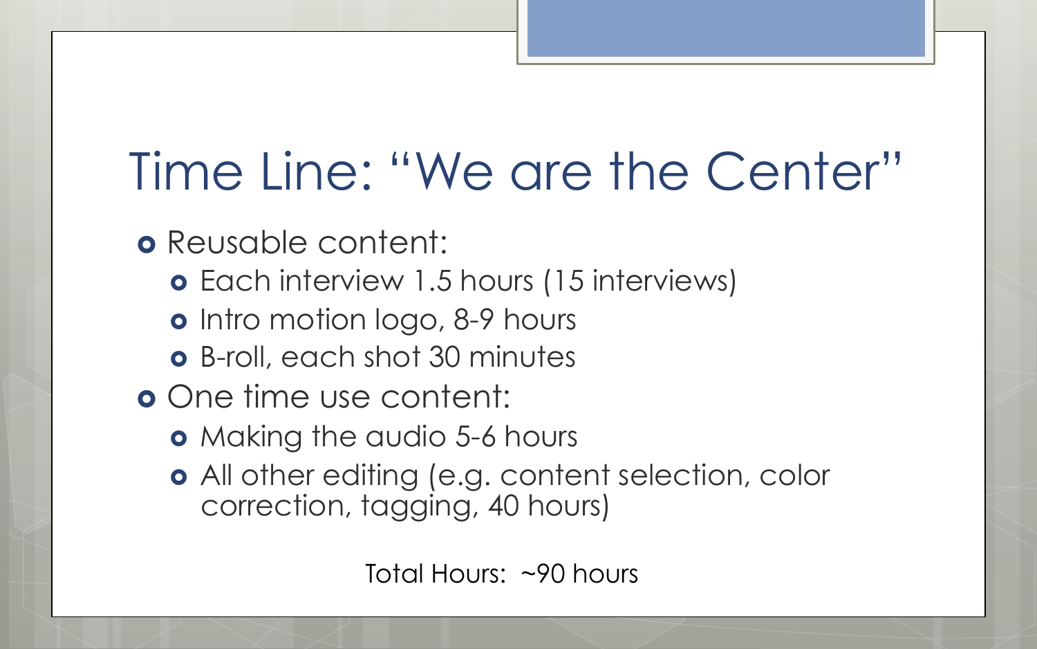# Time Line: "We are the Center"

- Reusable content:
  - Each interview 1.5 hours (15 interviews)
  - Intro motion logo, 8-9 hours
  - B-roll, each shot 30 minutes
- One time use content:
  - Making the audio 5-6 hours
  - All other editing (e.g. content selection, color correction, tagging, 40 hours)

Total Hours: ~90 hours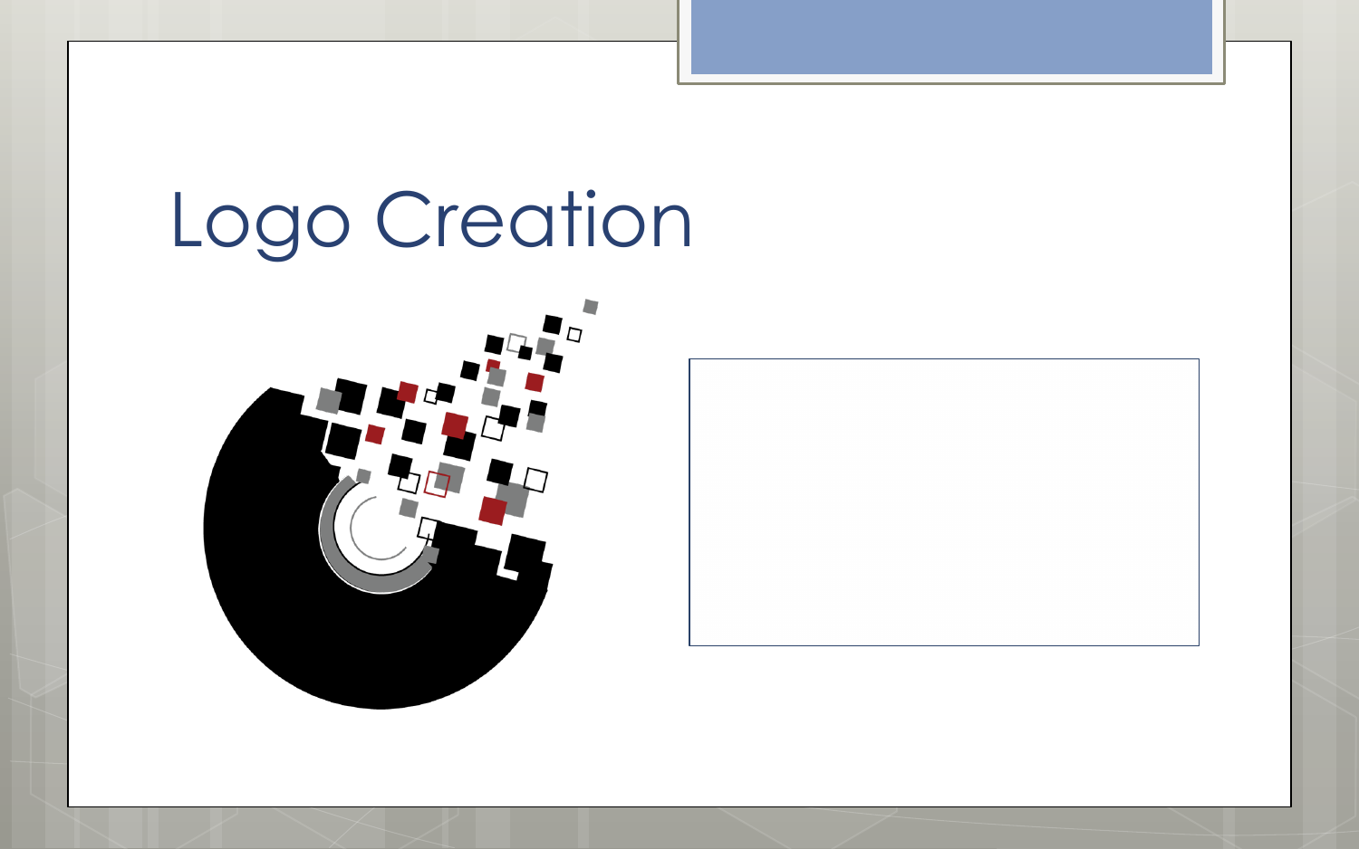# Logo Creation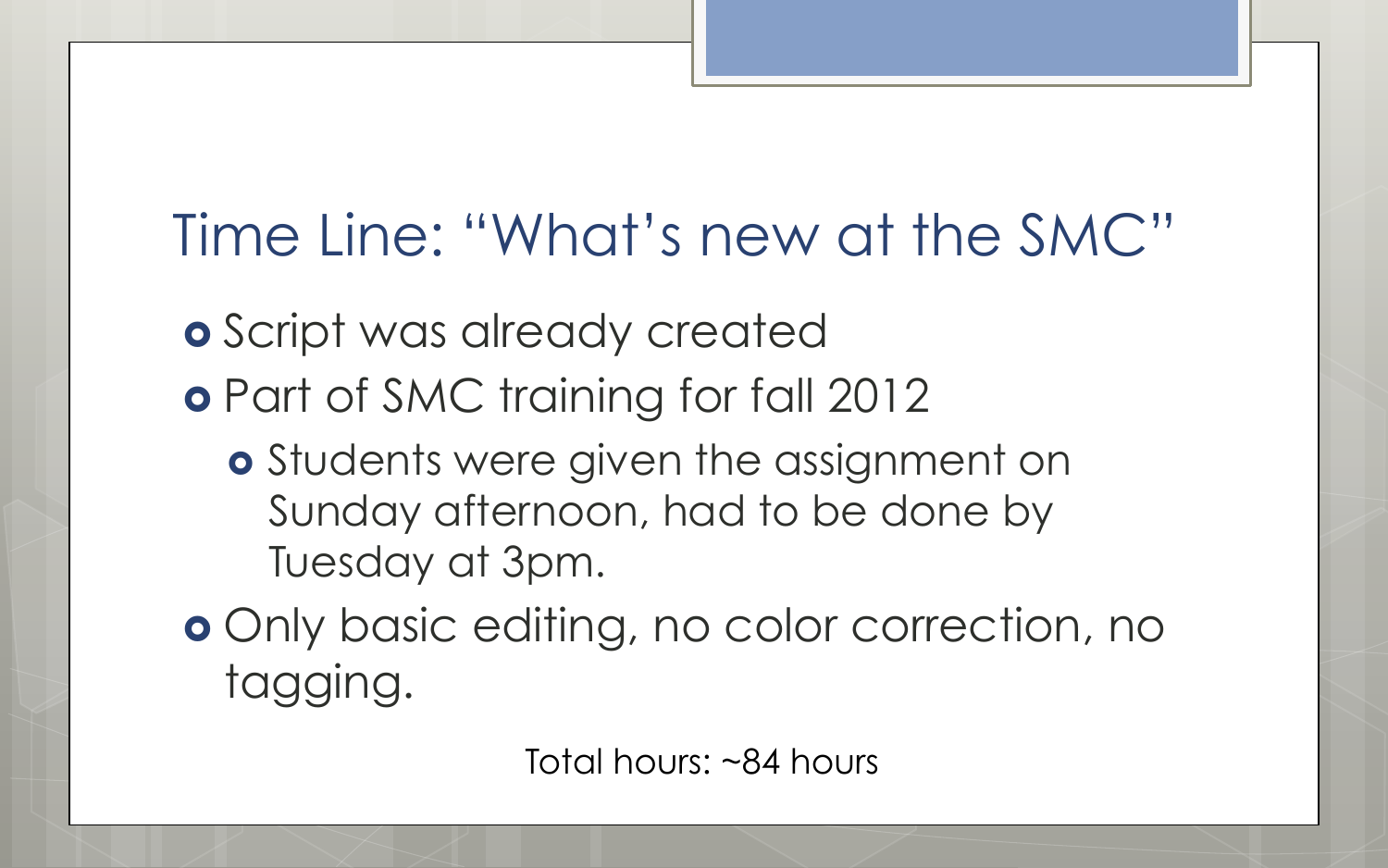# Time Line: "What's new at the SMC"

- Script was already created
- Part of SMC training for fall 2012
  - Students were given the assignment on Sunday afternoon, had to be done by Tuesday at 3pm.
- Only basic editing, no color correction, no tagging.

Total hours: ~84 hours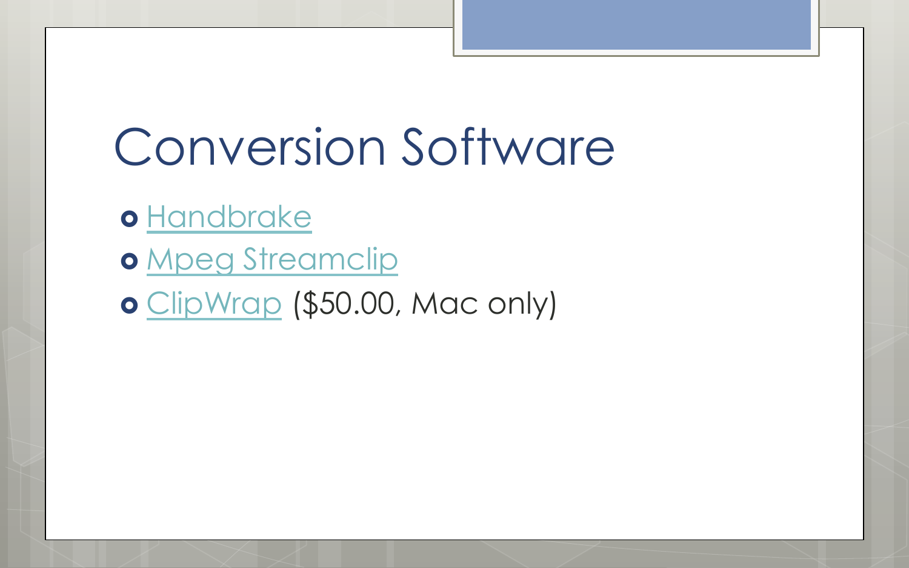# Conversion Software

- Handbrake
- Mpeg Streamclip
- ClipWrap ($50.00, Mac only)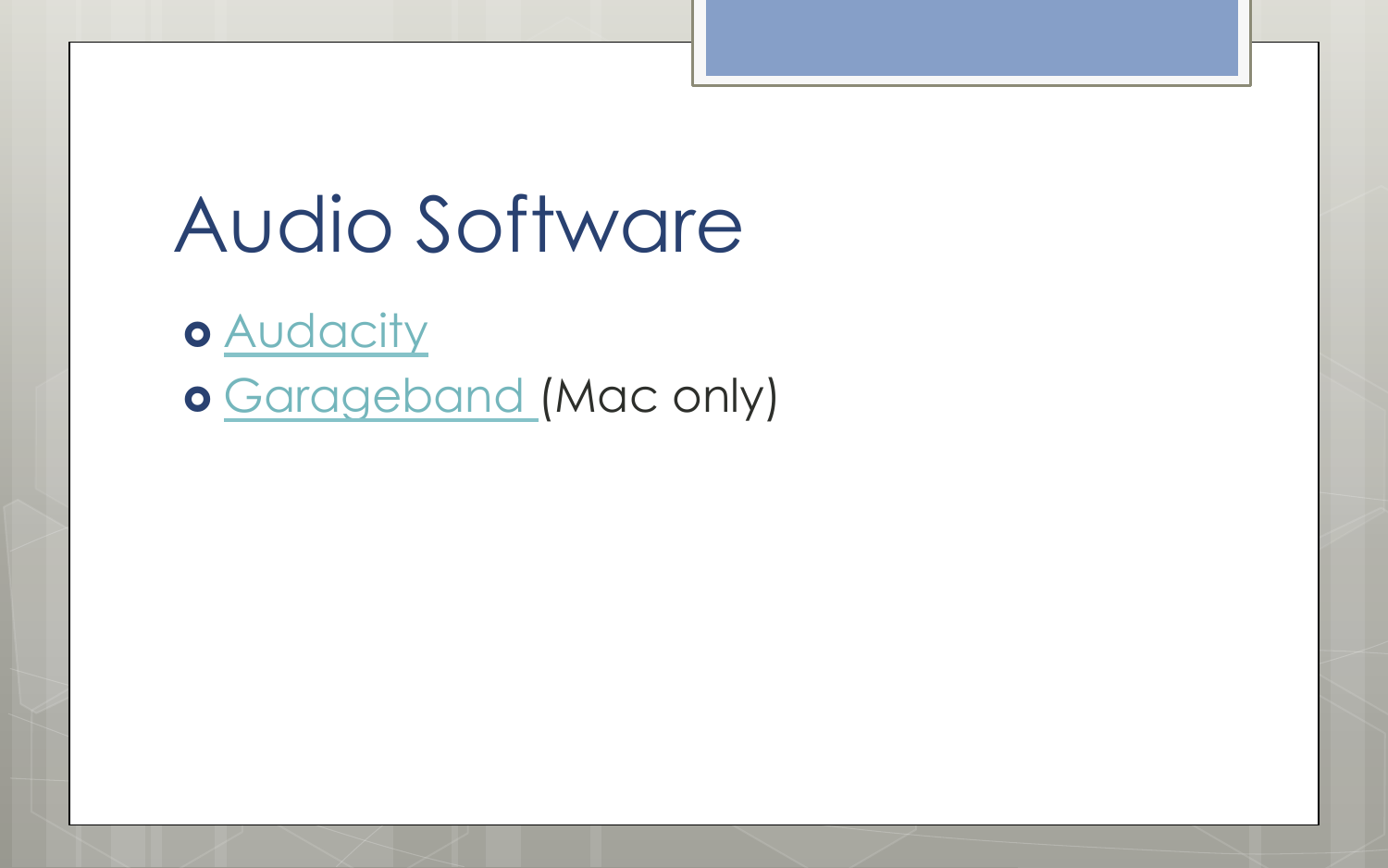# Audio Software

- Audacity
- Garageband (Mac only)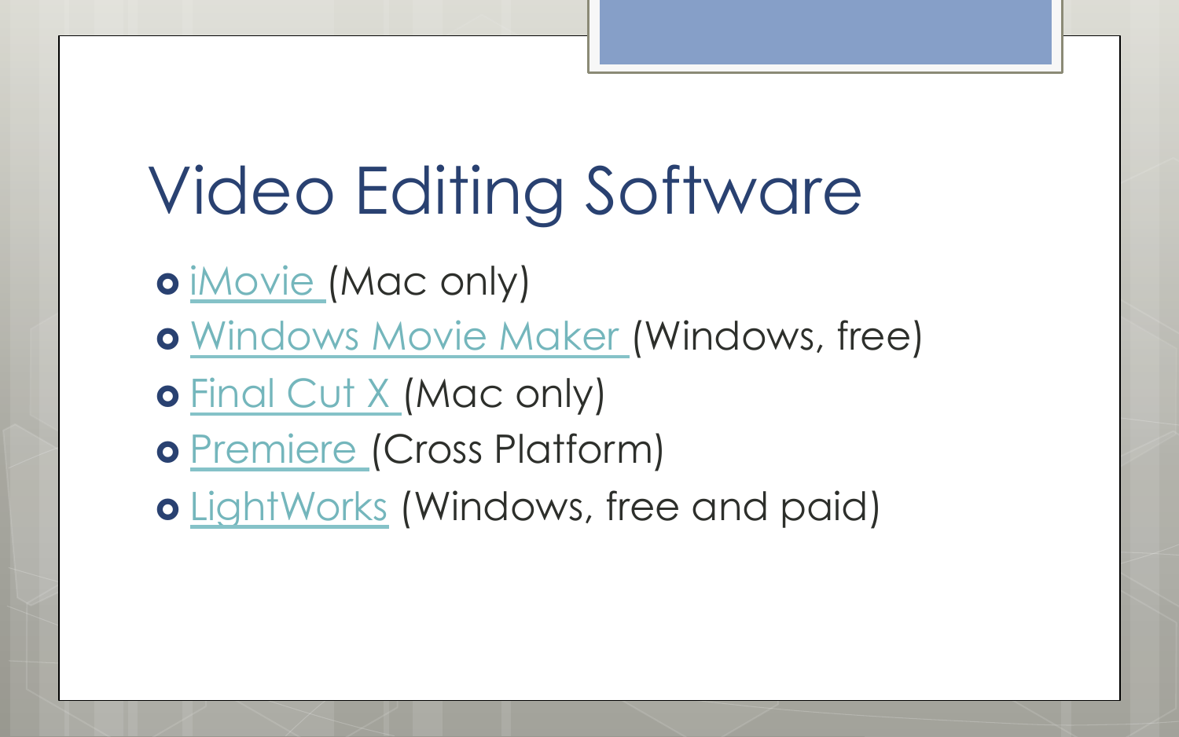# Video Editing Software

- iMovie (Mac only)
- Windows Movie Maker (Windows, free)
- Final Cut X (Mac only)
- Premiere (Cross Platform)
- LightWorks (Windows, free and paid)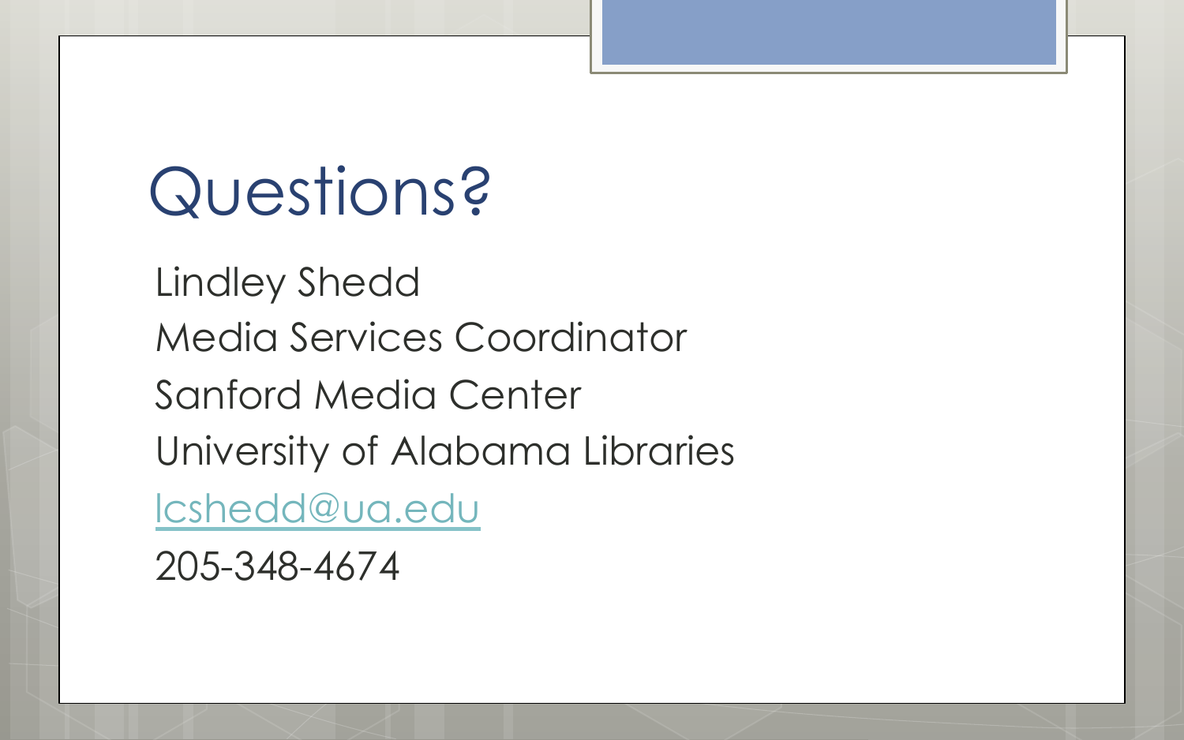# Questions?

Lindley Shedd

Media Services Coordinator

Sanford Media Center

University of Alabama Libraries

lcshedd@ua.edu

205-348-4674